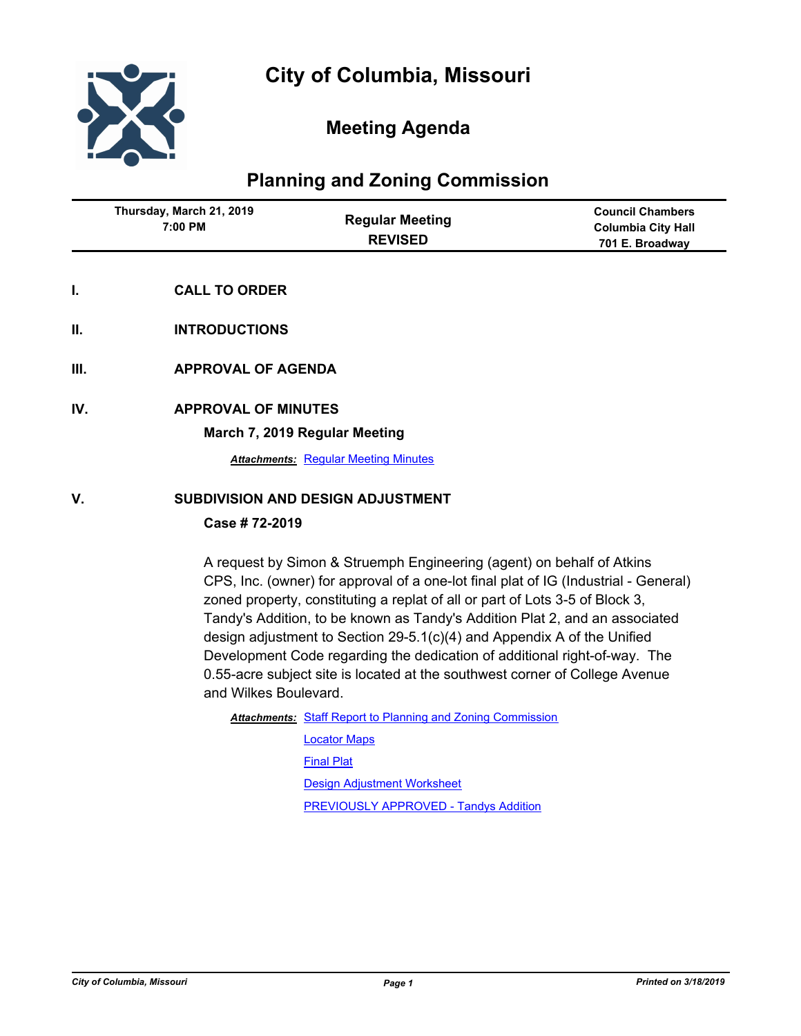# City of Columbia, Missouri

## Meeting Agenda

## Planning and Zoning Commission

| Thursday, March 21, 2019 7:00 PM | Regular Meeting REVISED | Council Chambers Columbia City Hall 701 E. Broadway |
|---|---|---|

**I. CALL TO ORDER**

**II. INTRODUCTIONS**

**III. APPROVAL OF AGENDA**

**IV. APPROVAL OF MINUTES**

**March 7, 2019 Regular Meeting**

***Attachments:*** Regular Meeting Minutes

**V. SUBDIVISION AND DESIGN ADJUSTMENT**

**Case # 72-2019**

A request by Simon & Struemph Engineering (agent) on behalf of Atkins CPS, Inc. (owner) for approval of a one-lot final plat of IG (Industrial - General) zoned property, constituting a replat of all or part of Lots 3-5 of Block 3, Tandy's Addition, to be known as Tandy's Addition Plat 2, and an associated design adjustment to Section 29-5.1(c)(4) and Appendix A of the Unified Development Code regarding the dedication of additional right-of-way. The 0.55-acre subject site is located at the southwest corner of College Avenue and Wilkes Boulevard.

***Attachments:*** Staff Report to Planning and Zoning Commission

Locator Maps

Final Plat

Design Adjustment Worksheet

PREVIOUSLY APPROVED - Tandys Addition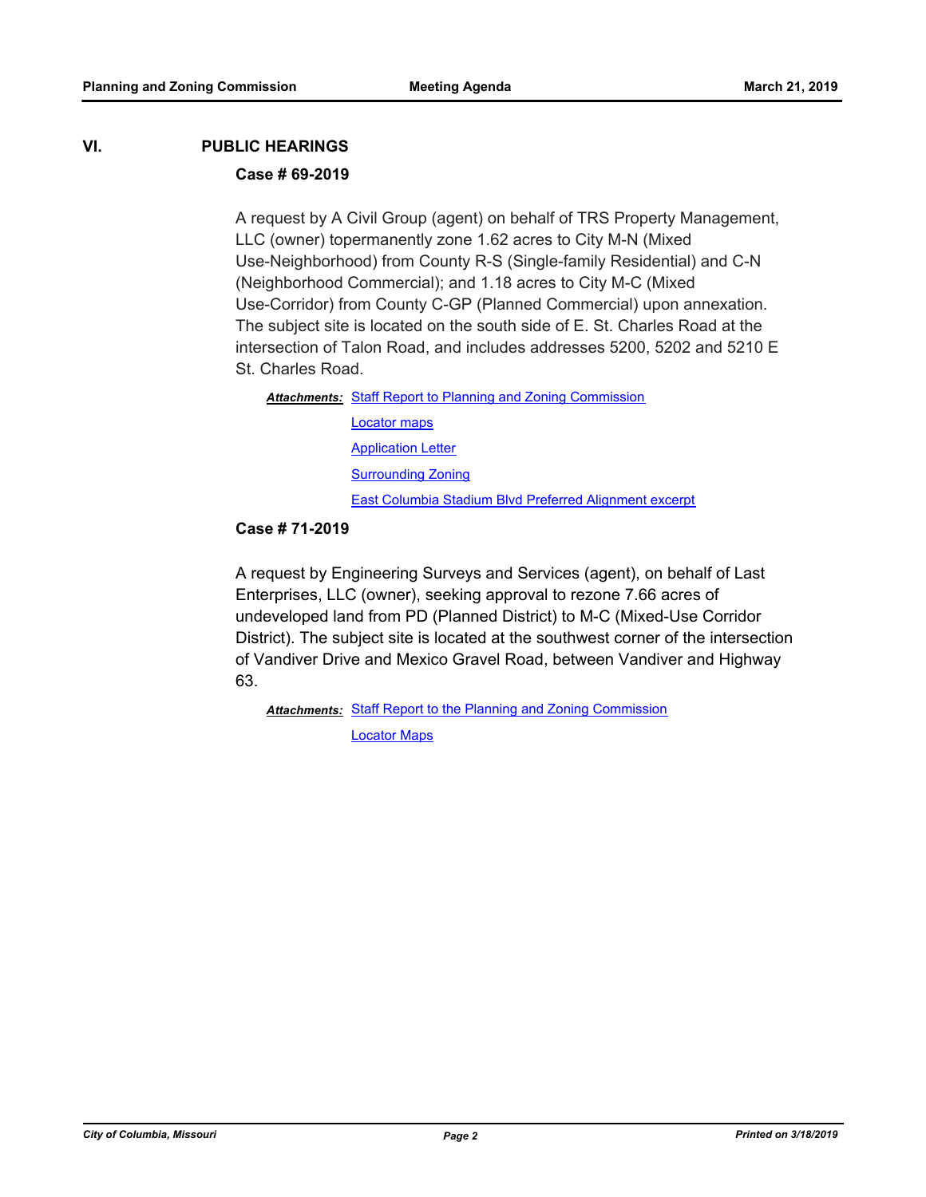## VI. PUBLIC HEARINGS

### Case # 69-2019

A request by A Civil Group (agent) on behalf of TRS Property Management, LLC (owner) topermanently zone 1.62 acres to City M-N (Mixed Use-Neighborhood) from County R-S (Single-family Residential) and C-N (Neighborhood Commercial); and 1.18 acres to City M-C (Mixed Use-Corridor) from County C-GP (Planned Commercial) upon annexation. The subject site is located on the south side of E. St. Charles Road at the intersection of Talon Road, and includes addresses 5200, 5202 and 5210 E St. Charles Road.

***Attachments:*** Staff Report to Planning and Zoning Commission
Locator maps
Application Letter
Surrounding Zoning
East Columbia Stadium Blvd Preferred Alignment excerpt

### Case # 71-2019

A request by Engineering Surveys and Services (agent), on behalf of Last Enterprises, LLC (owner), seeking approval to rezone 7.66 acres of undeveloped land from PD (Planned District) to M-C (Mixed-Use Corridor District). The subject site is located at the southwest corner of the intersection of Vandiver Drive and Mexico Gravel Road, between Vandiver and Highway 63.

***Attachments:*** Staff Report to the Planning and Zoning Commission
Locator Maps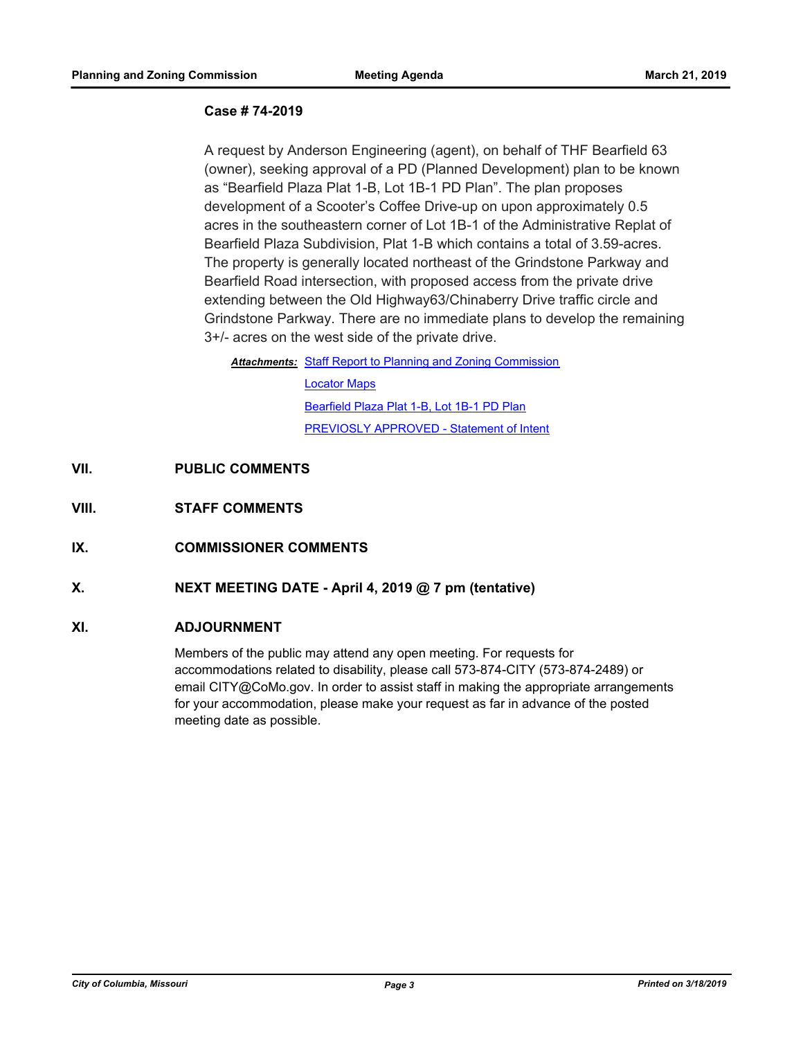**Case # 74-2019**

A request by Anderson Engineering (agent), on behalf of THF Bearfield 63 (owner), seeking approval of a PD (Planned Development) plan to be known as "Bearfield Plaza Plat 1-B, Lot 1B-1 PD Plan". The plan proposes development of a Scooter's Coffee Drive-up on upon approximately 0.5 acres in the southeastern corner of Lot 1B-1 of the Administrative Replat of Bearfield Plaza Subdivision, Plat 1-B which contains a total of 3.59-acres. The property is generally located northeast of the Grindstone Parkway and Bearfield Road intersection, with proposed access from the private drive extending between the Old Highway63/Chinaberry Drive traffic circle and Grindstone Parkway. There are no immediate plans to develop the remaining 3+/- acres on the west side of the private drive.

***Attachments:*** Staff Report to Planning and Zoning Commission
Locator Maps
Bearfield Plaza Plat 1-B, Lot 1B-1 PD Plan
PREVIOSLY APPROVED - Statement of Intent

## VII. PUBLIC COMMENTS

## VIII. STAFF COMMENTS

## IX. COMMISSIONER COMMENTS

## X. NEXT MEETING DATE - April 4, 2019 @ 7 pm (tentative)

## XI. ADJOURNMENT

Members of the public may attend any open meeting. For requests for accommodations related to disability, please call 573-874-CITY (573-874-2489) or email CITY@CoMo.gov. In order to assist staff in making the appropriate arrangements for your accommodation, please make your request as far in advance of the posted meeting date as possible.